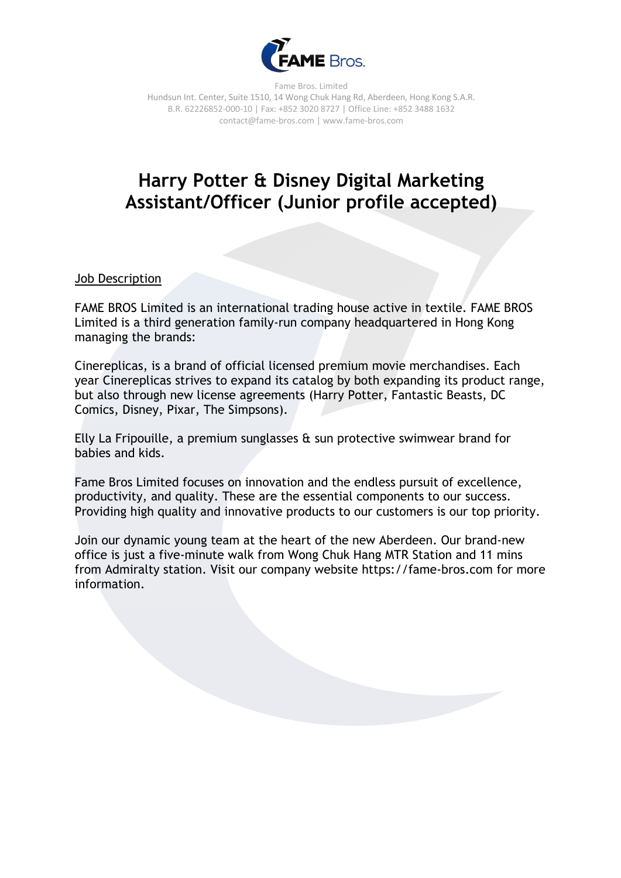Fame Bros. Limited
Hundsun Int. Center, Suite 1510, 14 Wong Chuk Hang Rd, Aberdeen, Hong Kong S.A.R.
B.R. 62226852-000-10 | Fax: +852 3020 8727 | Office Line: +852 3488 1632
contact@fame-bros.com | www.fame-bros.com

# Harry Potter & Disney Digital Marketing Assistant/Officer (Junior profile accepted)

## Job Description

FAME BROS Limited is an international trading house active in textile. FAME BROS Limited is a third generation family-run company headquartered in Hong Kong managing the brands:

Cinereplicas, is a brand of official licensed premium movie merchandises. Each year Cinereplicas strives to expand its catalog by both expanding its product range, but also through new license agreements (Harry Potter, Fantastic Beasts, DC Comics, Disney, Pixar, The Simpsons).

Elly La Fripouille, a premium sunglasses & sun protective swimwear brand for babies and kids.

Fame Bros Limited focuses on innovation and the endless pursuit of excellence, productivity, and quality. These are the essential components to our success. Providing high quality and innovative products to our customers is our top priority.

Join our dynamic young team at the heart of the new Aberdeen. Our brand-new office is just a five-minute walk from Wong Chuk Hang MTR Station and 11 mins from Admiralty station. Visit our company website https://fame-bros.com for more information.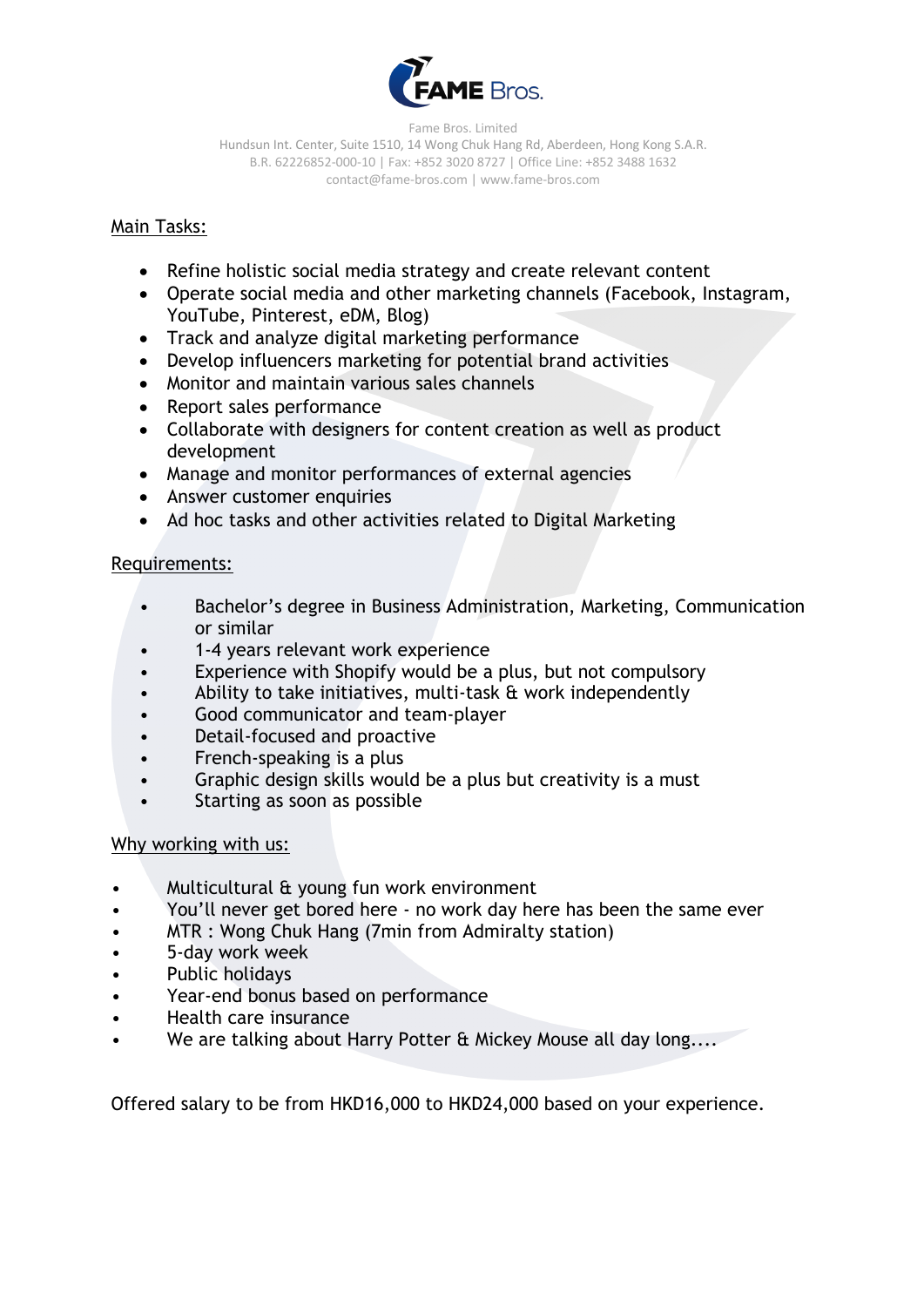Fame Bros. Limited
Hundsun Int. Center, Suite 1510, 14 Wong Chuk Hang Rd, Aberdeen, Hong Kong S.A.R.
B.R. 62226852-000-10 | Fax: +852 3020 8727 | Office Line: +852 3488 1632
contact@fame-bros.com | www.fame-bros.com

## Main Tasks:

- Refine holistic social media strategy and create relevant content
- Operate social media and other marketing channels (Facebook, Instagram, YouTube, Pinterest, eDM, Blog)
- Track and analyze digital marketing performance
- Develop influencers marketing for potential brand activities
- Monitor and maintain various sales channels
- Report sales performance
- Collaborate with designers for content creation as well as product development
- Manage and monitor performances of external agencies
- Answer customer enquiries
- Ad hoc tasks and other activities related to Digital Marketing

## Requirements:

- Bachelor's degree in Business Administration, Marketing, Communication or similar
- 1-4 years relevant work experience
- Experience with Shopify would be a plus, but not compulsory
- Ability to take initiatives, multi-task & work independently
- Good communicator and team-player
- Detail-focused and proactive
- French-speaking is a plus
- Graphic design skills would be a plus but creativity is a must
- Starting as soon as possible

## Why working with us:

- Multicultural & young fun work environment
- You'll never get bored here - no work day here has been the same ever
- MTR : Wong Chuk Hang (7min from Admiralty station)
- 5-day work week
- Public holidays
- Year-end bonus based on performance
- Health care insurance
- We are talking about Harry Potter & Mickey Mouse all day long....

Offered salary to be from HKD16,000 to HKD24,000 based on your experience.